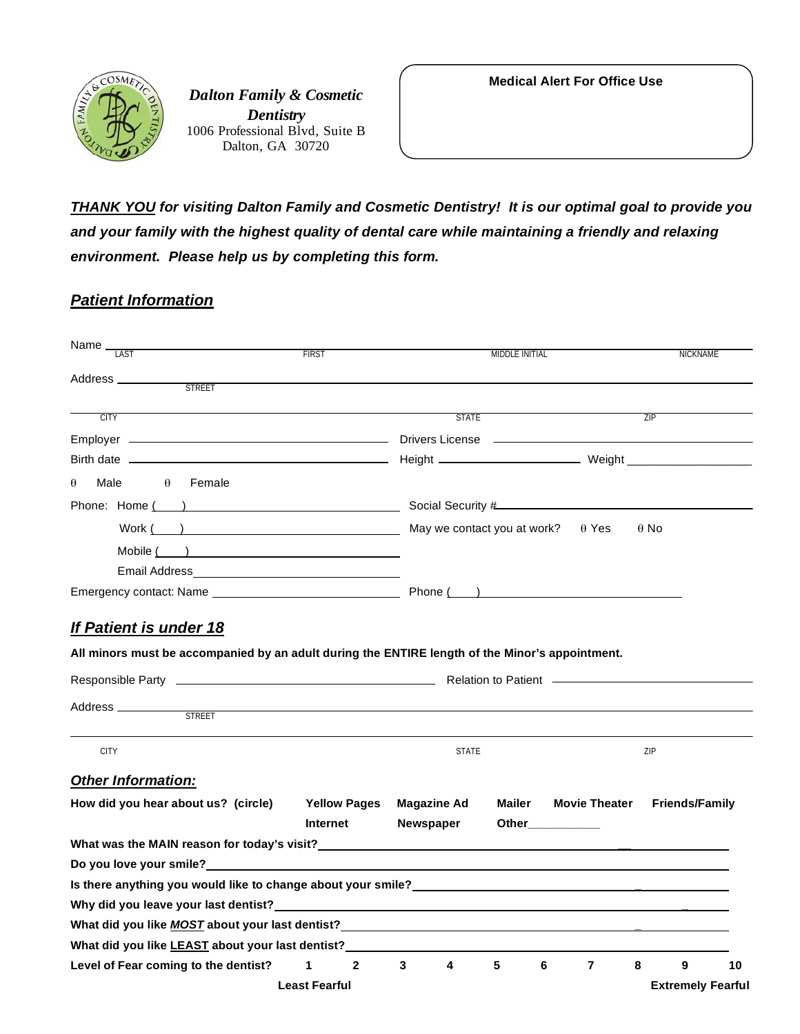**Dalton Family & Cosmetic Dentistry**
1006 Professional Blvd, Suite B
Dalton, GA 30720

**Medical Alert For Office Use**

***THANK YOU for visiting Dalton Family and Cosmetic Dentistry! It is our optimal goal to provide you and your family with the highest quality of dental care while maintaining a friendly and relaxing environment. Please help us by completing this form.***

## ***Patient Information***

Name ______________________________________________________________
LAST FIRST MIDDLE INITIAL NICKNAME

Address ______________________________________________________________
STREET

______________________________________________________________
CITY STATE ZIP

Employer ______________________ Drivers License ______________________

Birth date ______________________ Height ______________ Weight ______________

θ Male θ Female

Phone: Home (____) ______________________ Social Security # ______________________

Work (____) ______________________ May we contact you at work? θ Yes θ No

Mobile (____) ______________________

Email Address ______________________

Emergency contact: Name ______________________ Phone (____) ______________________

## ***If Patient is under 18***

**All minors must be accompanied by an adult during the ENTIRE length of the Minor's appointment.**

Responsible Party ______________________ Relation to Patient ______________________

Address ______________________________________________________________
STREET

______________________________________________________________
CITY STATE ZIP

## ***Other Information:***

**How did you hear about us? (circle)** **Yellow Pages** **Magazine Ad** **Mailer** **Movie Theater** **Friends/Family** **Internet** **Newspaper** **Other**___________

**What was the MAIN reason for today's visit?**______________________________________________

**Do you love your smile?**______________________________________________

**Is there anything you would like to change about your smile?**______________________________________________

**Why did you leave your last dentist?**______________________________________________

**What did you like *MOST* about your last dentist?**______________________________________________

**What did you like LEAST about your last dentist?**______________________________________________

**Level of Fear coming to the dentist?** **1 2 3 4 5 6 7 8 9 10**

**Least Fearful** **Extremely Fearful**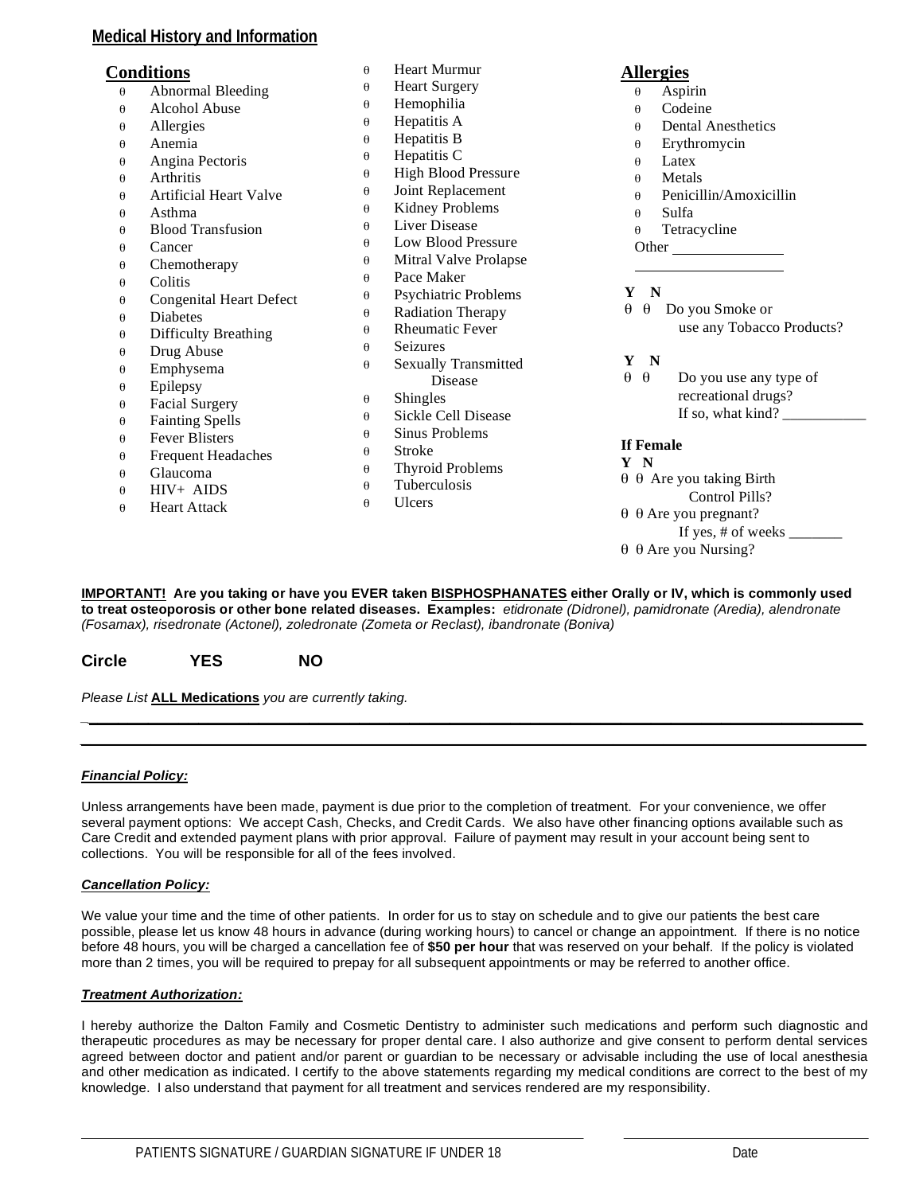## Medical History and Information

### Conditions

- θ Abnormal Bleeding
- θ Alcohol Abuse
- θ Allergies
- θ Anemia
- θ Angina Pectoris
- θ Arthritis
- θ Artificial Heart Valve
- θ Asthma
- θ Blood Transfusion
- θ Cancer
- θ Chemotherapy
- θ Colitis
- θ Congenital Heart Defect
- θ Diabetes
- θ Difficulty Breathing
- θ Drug Abuse
- θ Emphysema
- θ Epilepsy
- θ Facial Surgery
- θ Fainting Spells
- θ Fever Blisters
- θ Frequent Headaches
- θ Glaucoma
- θ HIV+ AIDS
- θ Heart Attack
- θ Heart Murmur
- θ Heart Surgery
- θ Hemophilia
- θ Hepatitis A
- θ Hepatitis B
- θ Hepatitis C
- θ High Blood Pressure
- θ Joint Replacement
- θ Kidney Problems
- θ Liver Disease
- θ Low Blood Pressure
- θ Mitral Valve Prolapse
- θ Pace Maker
- θ Psychiatric Problems
- θ Radiation Therapy
- θ Rheumatic Fever
- θ Seizures
- θ Sexually Transmitted Disease
- θ Shingles
- θ Sickle Cell Disease
- θ Sinus Problems
- θ Stroke
- θ Thyroid Problems
- θ Tuberculosis
- θ Ulcers

### Allergies

- θ Aspirin
- θ Codeine
- θ Dental Anesthetics
- θ Erythromycin
- θ Latex
- θ Metals
- θ Penicillin/Amoxicillin
- θ Sulfa
- θ Tetracycline

Other ______________

______________________

**Y N**
θ θ Do you Smoke or use any Tobacco Products?

**Y N**
θ θ Do you use any type of recreational drugs? If so, what kind? ___________

**If Female**
**Y N**
θ θ Are you taking Birth Control Pills?
θ θ Are you pregnant? If yes, # of weeks _______
θ θ Are you Nursing?

**IMPORTANT! Are you taking or have you EVER taken BISPHOSPHANATES either Orally or IV, which is commonly used to treat osteoporosis or other bone related diseases. Examples:** *etidronate (Didronel), pamidronate (Aredia), alendronate (Fosamax), risedronate (Actonel), zoledronate (Zometa or Reclast), ibandronate (Boniva)*

**Circle YES NO**

*Please List* **ALL Medications** *you are currently taking.*

_______________________________________________

_______________________________________________

***Financial Policy:***

Unless arrangements have been made, payment is due prior to the completion of treatment. For your convenience, we offer several payment options: We accept Cash, Checks, and Credit Cards. We also have other financing options available such as Care Credit and extended payment plans with prior approval. Failure of payment may result in your account being sent to collections. You will be responsible for all of the fees involved.

***Cancellation Policy:***

We value your time and the time of other patients. In order for us to stay on schedule and to give our patients the best care possible, please let us know 48 hours in advance (during working hours) to cancel or change an appointment. If there is no notice before 48 hours, you will be charged a cancellation fee of **$50 per hour** that was reserved on your behalf. If the policy is violated more than 2 times, you will be required to prepay for all subsequent appointments or may be referred to another office.

***Treatment Authorization:***

I hereby authorize the Dalton Family and Cosmetic Dentistry to administer such medications and perform such diagnostic and therapeutic procedures as may be necessary for proper dental care. I also authorize and give consent to perform dental services agreed between doctor and patient and/or parent or guardian to be necessary or advisable including the use of local anesthesia and other medication as indicated. I certify to the above statements regarding my medical conditions are correct to the best of my knowledge. I also understand that payment for all treatment and services rendered are my responsibility.

_______________________________________________ _______________________

PATIENTS SIGNATURE / GUARDIAN SIGNATURE IF UNDER 18 Date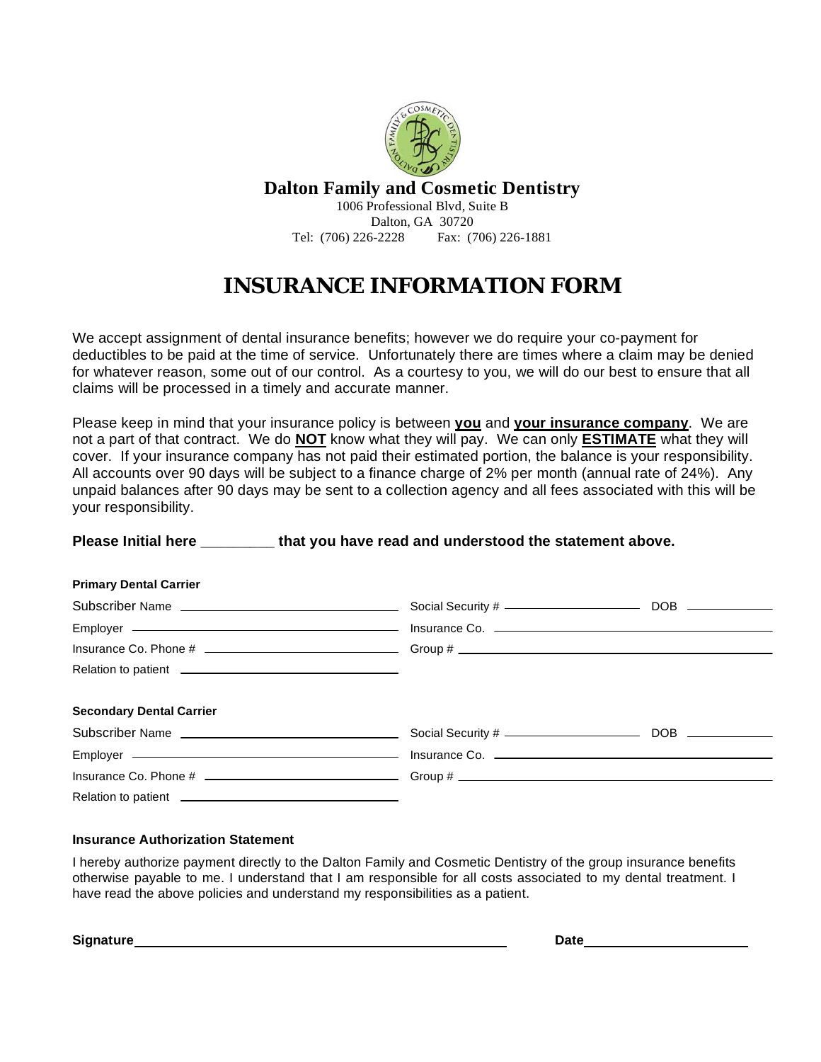**Dalton Family and Cosmetic Dentistry**

1006 Professional Blvd, Suite B
Dalton, GA 30720
Tel: (706) 226-2228 Fax: (706) 226-1881

# INSURANCE INFORMATION FORM

We accept assignment of dental insurance benefits; however we do require your co-payment for deductibles to be paid at the time of service. Unfortunately there are times where a claim may be denied for whatever reason, some out of our control. As a courtesy to you, we will do our best to ensure that all claims will be processed in a timely and accurate manner.

Please keep in mind that your insurance policy is between **you** and **your insurance company**. We are not a part of that contract. We do **NOT** know what they will pay. We can only **ESTIMATE** what they will cover. If your insurance company has not paid their estimated portion, the balance is your responsibility. All accounts over 90 days will be subject to a finance charge of 2% per month (annual rate of 24%). Any unpaid balances after 90 days may be sent to a collection agency and all fees associated with this will be your responsibility.

**Please Initial here _________ that you have read and understood the statement above.**

**Primary Dental Carrier**

Subscriber Name ______________________ Social Security # ______________ DOB __________

Employer ______________________ Insurance Co. ______________________

Insurance Co. Phone # ______________________ Group # ______________________

Relation to patient ______________________

**Secondary Dental Carrier**

Subscriber Name ______________________ Social Security # ______________ DOB __________

Employer ______________________ Insurance Co. ______________________

Insurance Co. Phone # ______________________ Group # ______________________

Relation to patient ______________________

**Insurance Authorization Statement**

I hereby authorize payment directly to the Dalton Family and Cosmetic Dentistry of the group insurance benefits otherwise payable to me. I understand that I am responsible for all costs associated to my dental treatment. I have read the above policies and understand my responsibilities as a patient.

**Signature**______________________________ **Date**____________________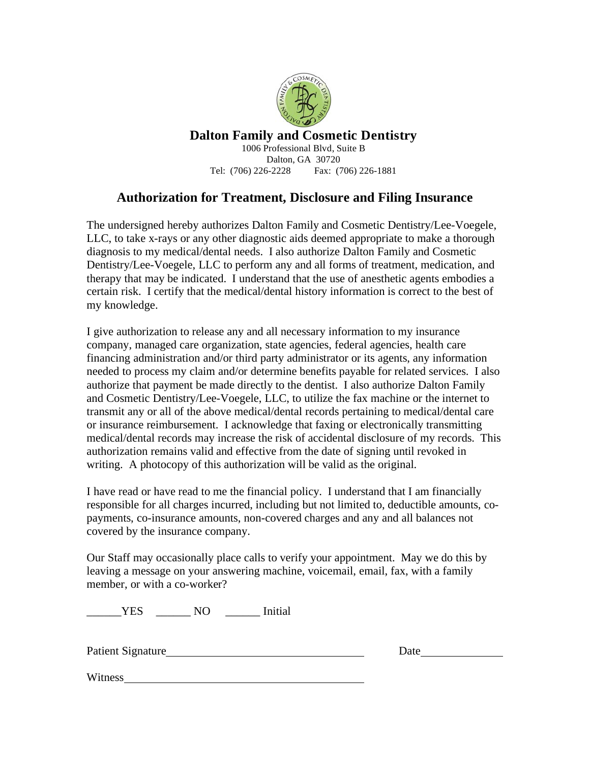**Dalton Family and Cosmetic Dentistry**

1006 Professional Blvd, Suite B
Dalton, GA 30720
Tel: (706) 226-2228 Fax: (706) 226-1881

## Authorization for Treatment, Disclosure and Filing Insurance

The undersigned hereby authorizes Dalton Family and Cosmetic Dentistry/Lee-Voegele, LLC, to take x-rays or any other diagnostic aids deemed appropriate to make a thorough diagnosis to my medical/dental needs. I also authorize Dalton Family and Cosmetic Dentistry/Lee-Voegele, LLC to perform any and all forms of treatment, medication, and therapy that may be indicated. I understand that the use of anesthetic agents embodies a certain risk. I certify that the medical/dental history information is correct to the best of my knowledge.

I give authorization to release any and all necessary information to my insurance company, managed care organization, state agencies, federal agencies, health care financing administration and/or third party administrator or its agents, any information needed to process my claim and/or determine benefits payable for related services. I also authorize that payment be made directly to the dentist. I also authorize Dalton Family and Cosmetic Dentistry/Lee-Voegele, LLC, to utilize the fax machine or the internet to transmit any or all of the above medical/dental records pertaining to medical/dental care or insurance reimbursement. I acknowledge that faxing or electronically transmitting medical/dental records may increase the risk of accidental disclosure of my records. This authorization remains valid and effective from the date of signing until revoked in writing. A photocopy of this authorization will be valid as the original.

I have read or have read to me the financial policy. I understand that I am financially responsible for all charges incurred, including but not limited to, deductible amounts, co-payments, co-insurance amounts, non-covered charges and any and all balances not covered by the insurance company.

Our Staff may occasionally place calls to verify your appointment. May we do this by leaving a message on your answering machine, voicemail, email, fax, with a family member, or with a co-worker?

______YES ______ NO ______ Initial

Patient Signature__________________________________ Date______________

Witness__________________________________________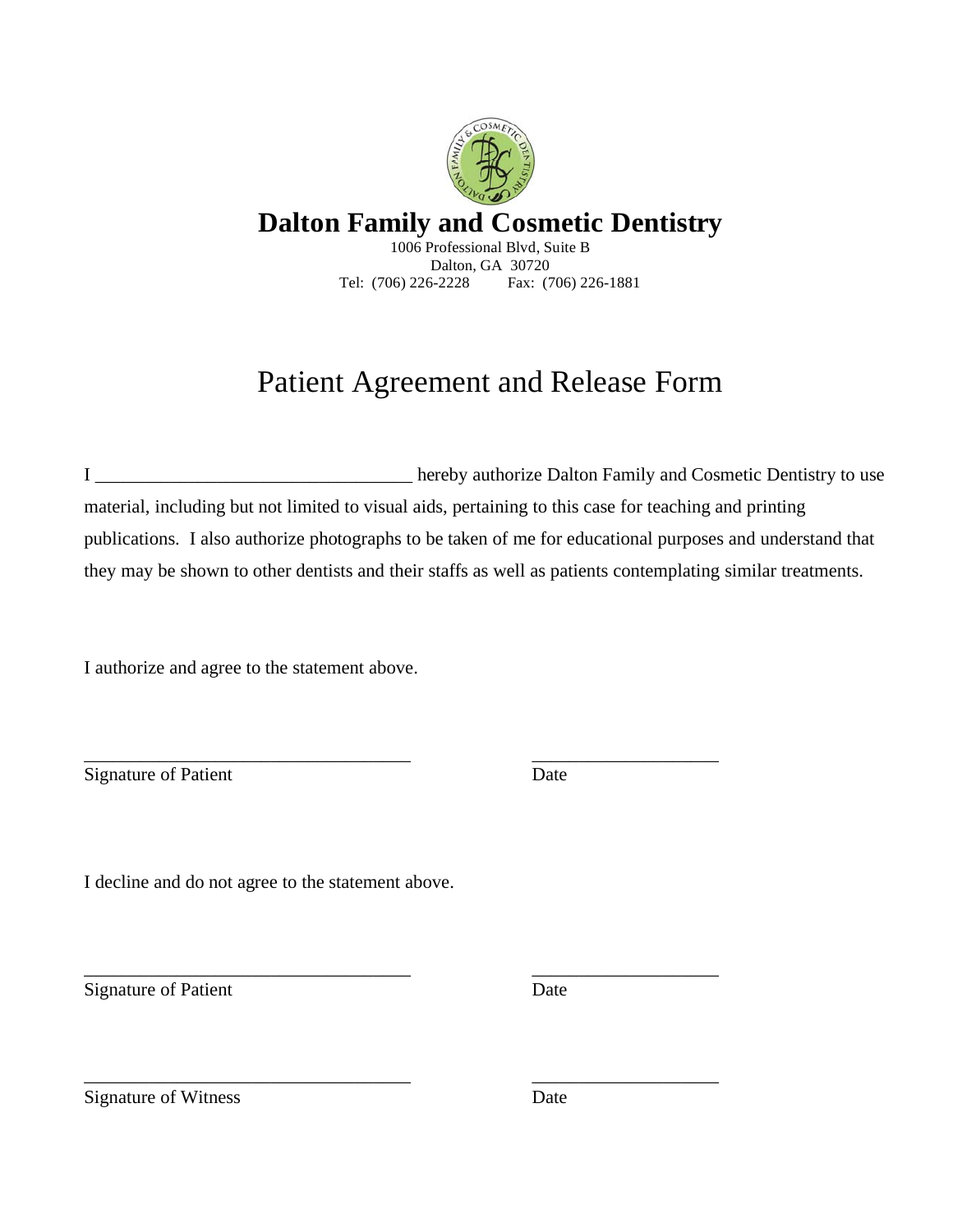# Dalton Family and Cosmetic Dentistry

1006 Professional Blvd, Suite B
Dalton, GA 30720
Tel: (706) 226-2228 Fax: (706) 226-1881

## Patient Agreement and Release Form

I __________________________________ hereby authorize Dalton Family and Cosmetic Dentistry to use material, including but not limited to visual aids, pertaining to this case for teaching and printing publications. I also authorize photographs to be taken of me for educational purposes and understand that they may be shown to other dentists and their staffs as well as patients contemplating similar treatments.

I authorize and agree to the statement above.

___________________________________ ____________________
Signature of Patient Date

I decline and do not agree to the statement above.

___________________________________ ____________________
Signature of Patient Date

___________________________________ ____________________
Signature of Witness Date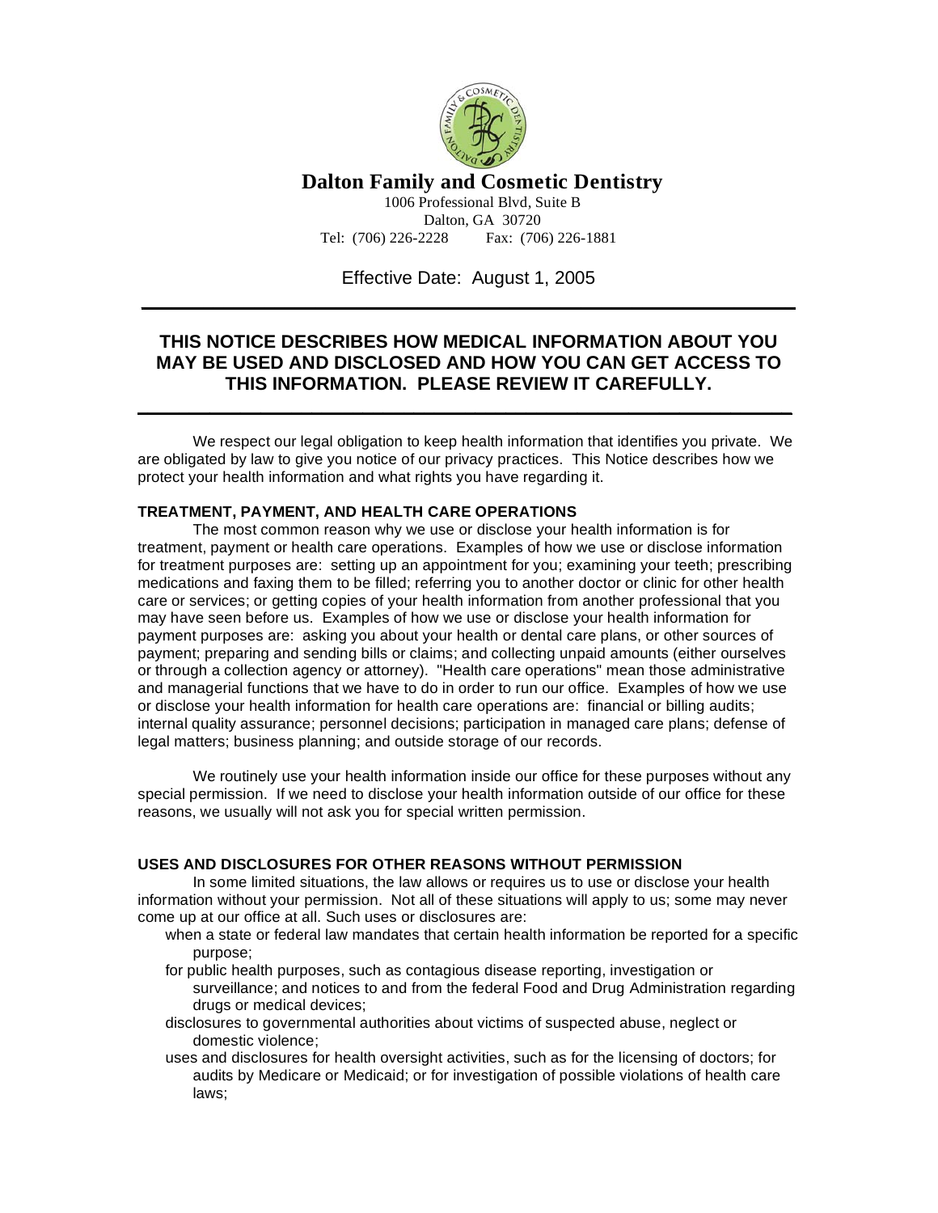# Dalton Family and Cosmetic Dentistry

1006 Professional Blvd, Suite B
Dalton, GA 30720
Tel: (706) 226-2228 Fax: (706) 226-1881

Effective Date: August 1, 2005

## THIS NOTICE DESCRIBES HOW MEDICAL INFORMATION ABOUT YOU MAY BE USED AND DISCLOSED AND HOW YOU CAN GET ACCESS TO THIS INFORMATION. PLEASE REVIEW IT CAREFULLY.

We respect our legal obligation to keep health information that identifies you private. We are obligated by law to give you notice of our privacy practices. This Notice describes how we protect your health information and what rights you have regarding it.

**TREATMENT, PAYMENT, AND HEALTH CARE OPERATIONS**

The most common reason why we use or disclose your health information is for treatment, payment or health care operations. Examples of how we use or disclose information for treatment purposes are: setting up an appointment for you; examining your teeth; prescribing medications and faxing them to be filled; referring you to another doctor or clinic for other health care or services; or getting copies of your health information from another professional that you may have seen before us. Examples of how we use or disclose your health information for payment purposes are: asking you about your health or dental care plans, or other sources of payment; preparing and sending bills or claims; and collecting unpaid amounts (either ourselves or through a collection agency or attorney). "Health care operations" mean those administrative and managerial functions that we have to do in order to run our office. Examples of how we use or disclose your health information for health care operations are: financial or billing audits; internal quality assurance; personnel decisions; participation in managed care plans; defense of legal matters; business planning; and outside storage of our records.

We routinely use your health information inside our office for these purposes without any special permission. If we need to disclose your health information outside of our office for these reasons, we usually will not ask you for special written permission.

**USES AND DISCLOSURES FOR OTHER REASONS WITHOUT PERMISSION**

In some limited situations, the law allows or requires us to use or disclose your health information without your permission. Not all of these situations will apply to us; some may never come up at our office at all. Such uses or disclosures are:

- when a state or federal law mandates that certain health information be reported for a specific purpose;
- for public health purposes, such as contagious disease reporting, investigation or surveillance; and notices to and from the federal Food and Drug Administration regarding drugs or medical devices;
- disclosures to governmental authorities about victims of suspected abuse, neglect or domestic violence;
- uses and disclosures for health oversight activities, such as for the licensing of doctors; for audits by Medicare or Medicaid; or for investigation of possible violations of health care laws;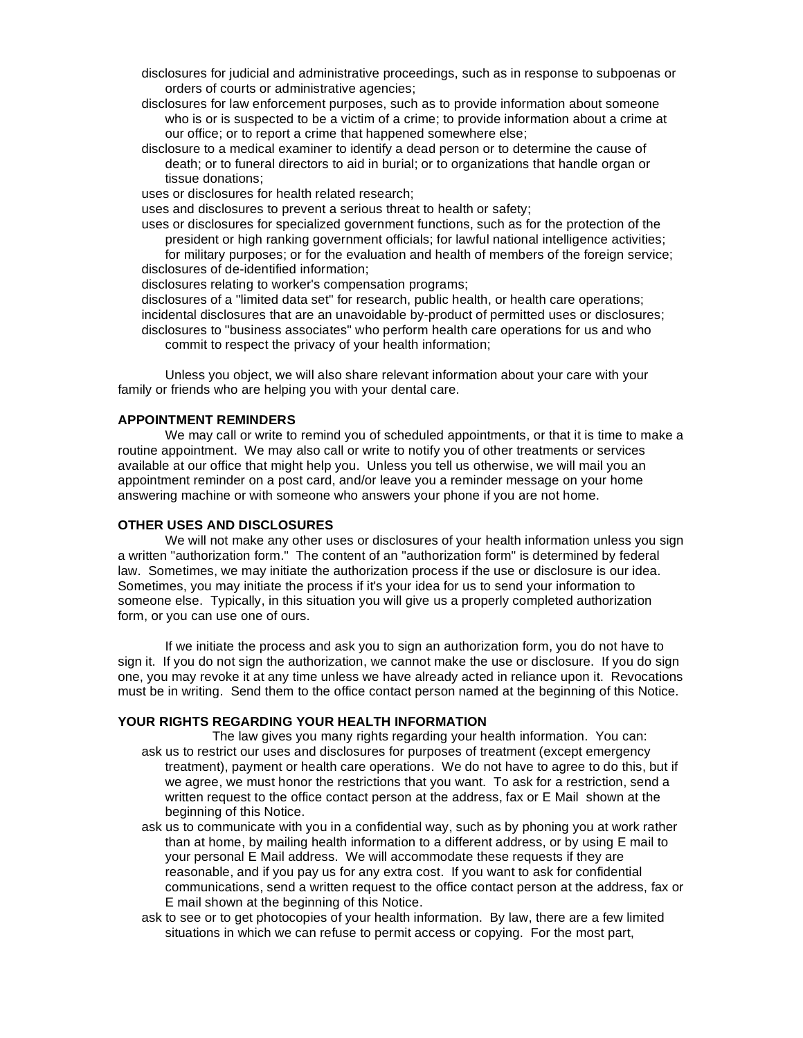- disclosures for judicial and administrative proceedings, such as in response to subpoenas or orders of courts or administrative agencies;
- disclosures for law enforcement purposes, such as to provide information about someone who is or is suspected to be a victim of a crime; to provide information about a crime at our office; or to report a crime that happened somewhere else;
- disclosure to a medical examiner to identify a dead person or to determine the cause of death; or to funeral directors to aid in burial; or to organizations that handle organ or tissue donations;
- uses or disclosures for health related research;
- uses and disclosures to prevent a serious threat to health or safety;
- uses or disclosures for specialized government functions, such as for the protection of the president or high ranking government officials; for lawful national intelligence activities; for military purposes; or for the evaluation and health of members of the foreign service;
- disclosures of de-identified information;
- disclosures relating to worker's compensation programs;
- disclosures of a "limited data set" for research, public health, or health care operations;
- incidental disclosures that are an unavoidable by-product of permitted uses or disclosures;
- disclosures to "business associates" who perform health care operations for us and who commit to respect the privacy of your health information;

Unless you object, we will also share relevant information about your care with your family or friends who are helping you with your dental care.

**APPOINTMENT REMINDERS**

We may call or write to remind you of scheduled appointments, or that it is time to make a routine appointment. We may also call or write to notify you of other treatments or services available at our office that might help you. Unless you tell us otherwise, we will mail you an appointment reminder on a post card, and/or leave you a reminder message on your home answering machine or with someone who answers your phone if you are not home.

**OTHER USES AND DISCLOSURES**

We will not make any other uses or disclosures of your health information unless you sign a written "authorization form." The content of an "authorization form" is determined by federal law. Sometimes, we may initiate the authorization process if the use or disclosure is our idea. Sometimes, you may initiate the process if it's your idea for us to send your information to someone else. Typically, in this situation you will give us a properly completed authorization form, or you can use one of ours.

If we initiate the process and ask you to sign an authorization form, you do not have to sign it. If you do not sign the authorization, we cannot make the use or disclosure. If you do sign one, you may revoke it at any time unless we have already acted in reliance upon it. Revocations must be in writing. Send them to the office contact person named at the beginning of this Notice.

**YOUR RIGHTS REGARDING YOUR HEALTH INFORMATION**

The law gives you many rights regarding your health information. You can:

- ask us to restrict our uses and disclosures for purposes of treatment (except emergency treatment), payment or health care operations. We do not have to agree to do this, but if we agree, we must honor the restrictions that you want. To ask for a restriction, send a written request to the office contact person at the address, fax or E Mail shown at the beginning of this Notice.
- ask us to communicate with you in a confidential way, such as by phoning you at work rather than at home, by mailing health information to a different address, or by using E mail to your personal E Mail address. We will accommodate these requests if they are reasonable, and if you pay us for any extra cost. If you want to ask for confidential communications, send a written request to the office contact person at the address, fax or E mail shown at the beginning of this Notice.
- ask to see or to get photocopies of your health information. By law, there are a few limited situations in which we can refuse to permit access or copying. For the most part,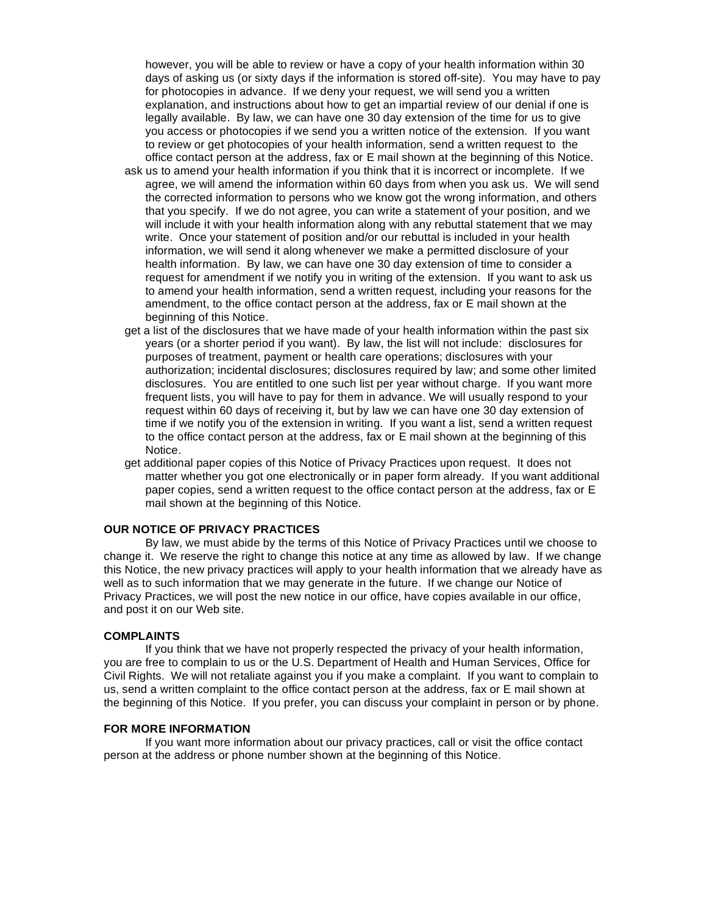however, you will be able to review or have a copy of your health information within 30 days of asking us (or sixty days if the information is stored off-site). You may have to pay for photocopies in advance. If we deny your request, we will send you a written explanation, and instructions about how to get an impartial review of our denial if one is legally available. By law, we can have one 30 day extension of the time for us to give you access or photocopies if we send you a written notice of the extension. If you want to review or get photocopies of your health information, send a written request to the office contact person at the address, fax or E mail shown at the beginning of this Notice.

- ask us to amend your health information if you think that it is incorrect or incomplete. If we agree, we will amend the information within 60 days from when you ask us. We will send the corrected information to persons who we know got the wrong information, and others that you specify. If we do not agree, you can write a statement of your position, and we will include it with your health information along with any rebuttal statement that we may write. Once your statement of position and/or our rebuttal is included in your health information, we will send it along whenever we make a permitted disclosure of your health information. By law, we can have one 30 day extension of time to consider a request for amendment if we notify you in writing of the extension. If you want to ask us to amend your health information, send a written request, including your reasons for the amendment, to the office contact person at the address, fax or E mail shown at the beginning of this Notice.
- get a list of the disclosures that we have made of your health information within the past six years (or a shorter period if you want). By law, the list will not include: disclosures for purposes of treatment, payment or health care operations; disclosures with your authorization; incidental disclosures; disclosures required by law; and some other limited disclosures. You are entitled to one such list per year without charge. If you want more frequent lists, you will have to pay for them in advance. We will usually respond to your request within 60 days of receiving it, but by law we can have one 30 day extension of time if we notify you of the extension in writing. If you want a list, send a written request to the office contact person at the address, fax or E mail shown at the beginning of this Notice.
- get additional paper copies of this Notice of Privacy Practices upon request. It does not matter whether you got one electronically or in paper form already. If you want additional paper copies, send a written request to the office contact person at the address, fax or E mail shown at the beginning of this Notice.

**OUR NOTICE OF PRIVACY PRACTICES**

By law, we must abide by the terms of this Notice of Privacy Practices until we choose to change it. We reserve the right to change this notice at any time as allowed by law. If we change this Notice, the new privacy practices will apply to your health information that we already have as well as to such information that we may generate in the future. If we change our Notice of Privacy Practices, we will post the new notice in our office, have copies available in our office, and post it on our Web site.

**COMPLAINTS**

If you think that we have not properly respected the privacy of your health information, you are free to complain to us or the U.S. Department of Health and Human Services, Office for Civil Rights. We will not retaliate against you if you make a complaint. If you want to complain to us, send a written complaint to the office contact person at the address, fax or E mail shown at the beginning of this Notice. If you prefer, you can discuss your complaint in person or by phone.

**FOR MORE INFORMATION**

If you want more information about our privacy practices, call or visit the office contact person at the address or phone number shown at the beginning of this Notice.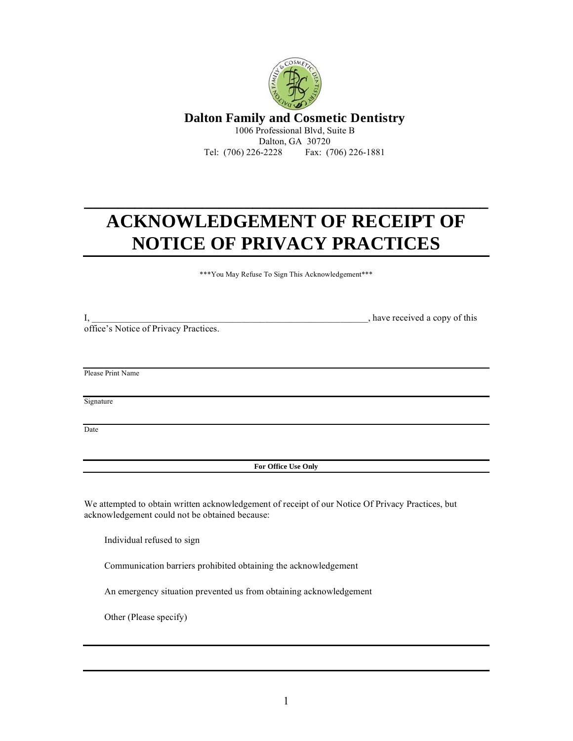**Dalton Family and Cosmetic Dentistry**

1006 Professional Blvd, Suite B
Dalton, GA 30720
Tel: (706) 226-2228 Fax: (706) 226-1881

# ACKNOWLEDGEMENT OF RECEIPT OF NOTICE OF PRIVACY PRACTICES

\*\*\*You May Refuse To Sign This Acknowledgement\*\*\*

I, \_\_\_\_\_\_\_\_\_\_\_\_\_\_\_\_\_\_\_\_\_\_\_\_\_\_\_\_\_\_\_\_\_\_\_\_\_\_\_\_\_\_\_\_\_\_\_\_\_\_\_\_\_\_\_\_\_\_\_, have received a copy of this office's Notice of Privacy Practices.

Please Print Name

Signature

Date

**For Office Use Only**

We attempted to obtain written acknowledgement of receipt of our Notice Of Privacy Practices, but acknowledgement could not be obtained because:

Individual refused to sign

Communication barriers prohibited obtaining the acknowledgement

An emergency situation prevented us from obtaining acknowledgement

Other (Please specify)